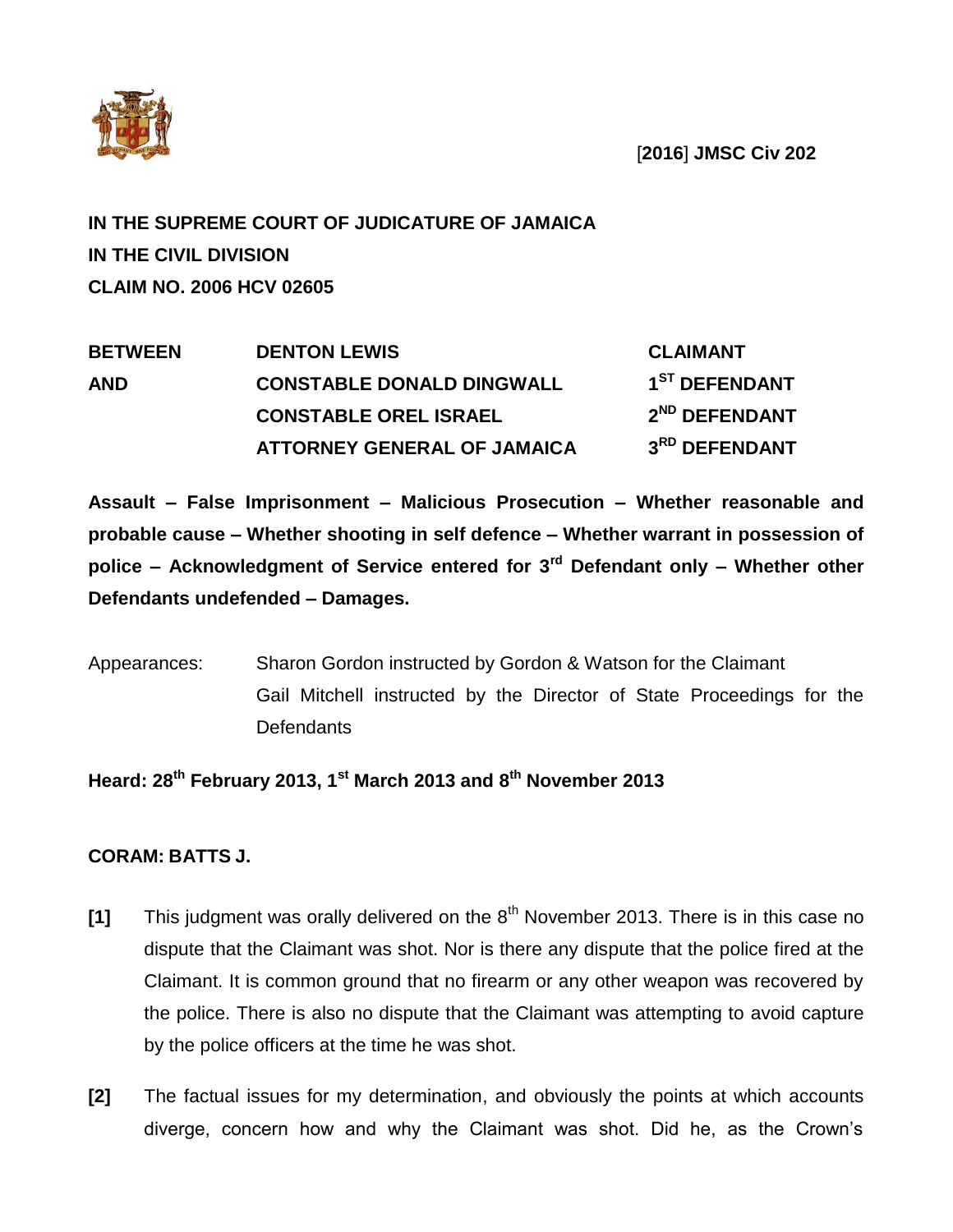[**2016**] **JMSC Civ 202**

**IN THE SUPREME COURT OF JUDICATURE OF JAMAICA**
**IN THE CIVIL DIVISION**
**CLAIM NO. 2006 HCV 02605**

| | | |
|---|---|---|
| **BETWEEN** | **DENTON LEWIS** | **CLAIMANT** |
| **AND** | **CONSTABLE DONALD DINGWALL** | **1ST DEFENDANT** |
| | **CONSTABLE OREL ISRAEL** | **2ND DEFENDANT** |
| | **ATTORNEY GENERAL OF JAMAICA** | **3RD DEFENDANT** |

**Assault – False Imprisonment – Malicious Prosecution – Whether reasonable and probable cause – Whether shooting in self defence – Whether warrant in possession of police – Acknowledgment of Service entered for 3rd Defendant only – Whether other Defendants undefended – Damages.**

Appearances: Sharon Gordon instructed by Gordon & Watson for the Claimant
Gail Mitchell instructed by the Director of State Proceedings for the Defendants

**Heard: 28th February 2013, 1st March 2013 and 8th November 2013**

**CORAM: BATTS J.**

**[1]** This judgment was orally delivered on the 8th November 2013. There is in this case no dispute that the Claimant was shot. Nor is there any dispute that the police fired at the Claimant. It is common ground that no firearm or any other weapon was recovered by the police. There is also no dispute that the Claimant was attempting to avoid capture by the police officers at the time he was shot.

**[2]** The factual issues for my determination, and obviously the points at which accounts diverge, concern how and why the Claimant was shot. Did he, as the Crown's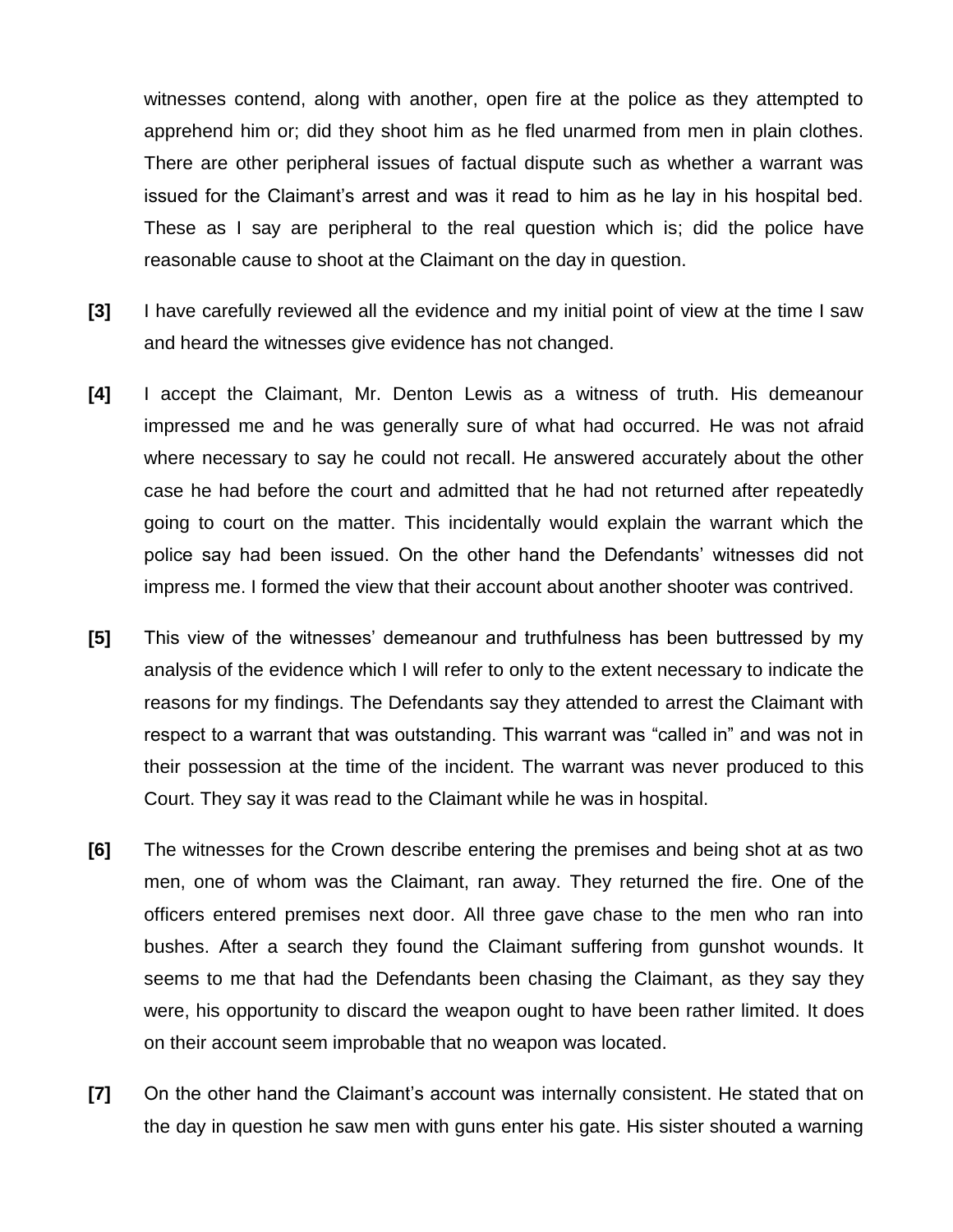witnesses contend, along with another, open fire at the police as they attempted to apprehend him or; did they shoot him as he fled unarmed from men in plain clothes. There are other peripheral issues of factual dispute such as whether a warrant was issued for the Claimant's arrest and was it read to him as he lay in his hospital bed. These as I say are peripheral to the real question which is; did the police have reasonable cause to shoot at the Claimant on the day in question.

**[3]** I have carefully reviewed all the evidence and my initial point of view at the time I saw and heard the witnesses give evidence has not changed.

**[4]** I accept the Claimant, Mr. Denton Lewis as a witness of truth. His demeanour impressed me and he was generally sure of what had occurred. He was not afraid where necessary to say he could not recall. He answered accurately about the other case he had before the court and admitted that he had not returned after repeatedly going to court on the matter. This incidentally would explain the warrant which the police say had been issued. On the other hand the Defendants' witnesses did not impress me. I formed the view that their account about another shooter was contrived.

**[5]** This view of the witnesses' demeanour and truthfulness has been buttressed by my analysis of the evidence which I will refer to only to the extent necessary to indicate the reasons for my findings. The Defendants say they attended to arrest the Claimant with respect to a warrant that was outstanding. This warrant was "called in" and was not in their possession at the time of the incident. The warrant was never produced to this Court. They say it was read to the Claimant while he was in hospital.

**[6]** The witnesses for the Crown describe entering the premises and being shot at as two men, one of whom was the Claimant, ran away. They returned the fire. One of the officers entered premises next door. All three gave chase to the men who ran into bushes. After a search they found the Claimant suffering from gunshot wounds. It seems to me that had the Defendants been chasing the Claimant, as they say they were, his opportunity to discard the weapon ought to have been rather limited. It does on their account seem improbable that no weapon was located.

**[7]** On the other hand the Claimant's account was internally consistent. He stated that on the day in question he saw men with guns enter his gate. His sister shouted a warning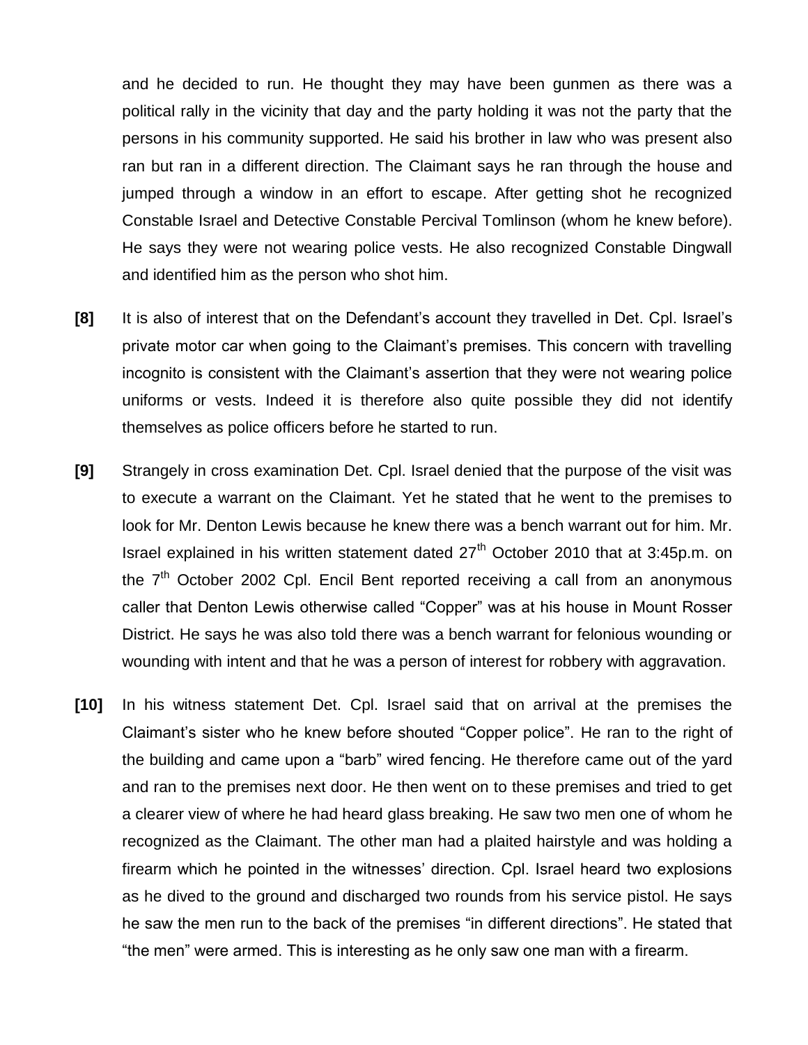and he decided to run. He thought they may have been gunmen as there was a political rally in the vicinity that day and the party holding it was not the party that the persons in his community supported. He said his brother in law who was present also ran but ran in a different direction. The Claimant says he ran through the house and jumped through a window in an effort to escape. After getting shot he recognized Constable Israel and Detective Constable Percival Tomlinson (whom he knew before). He says they were not wearing police vests. He also recognized Constable Dingwall and identified him as the person who shot him.

**[8]** It is also of interest that on the Defendant's account they travelled in Det. Cpl. Israel's private motor car when going to the Claimant's premises. This concern with travelling incognito is consistent with the Claimant's assertion that they were not wearing police uniforms or vests. Indeed it is therefore also quite possible they did not identify themselves as police officers before he started to run.

**[9]** Strangely in cross examination Det. Cpl. Israel denied that the purpose of the visit was to execute a warrant on the Claimant. Yet he stated that he went to the premises to look for Mr. Denton Lewis because he knew there was a bench warrant out for him. Mr. Israel explained in his written statement dated 27th October 2010 that at 3:45p.m. on the 7th October 2002 Cpl. Encil Bent reported receiving a call from an anonymous caller that Denton Lewis otherwise called "Copper" was at his house in Mount Rosser District. He says he was also told there was a bench warrant for felonious wounding or wounding with intent and that he was a person of interest for robbery with aggravation.

**[10]** In his witness statement Det. Cpl. Israel said that on arrival at the premises the Claimant's sister who he knew before shouted "Copper police". He ran to the right of the building and came upon a "barb" wired fencing. He therefore came out of the yard and ran to the premises next door. He then went on to these premises and tried to get a clearer view of where he had heard glass breaking. He saw two men one of whom he recognized as the Claimant. The other man had a plaited hairstyle and was holding a firearm which he pointed in the witnesses' direction. Cpl. Israel heard two explosions as he dived to the ground and discharged two rounds from his service pistol. He says he saw the men run to the back of the premises "in different directions". He stated that "the men" were armed. This is interesting as he only saw one man with a firearm.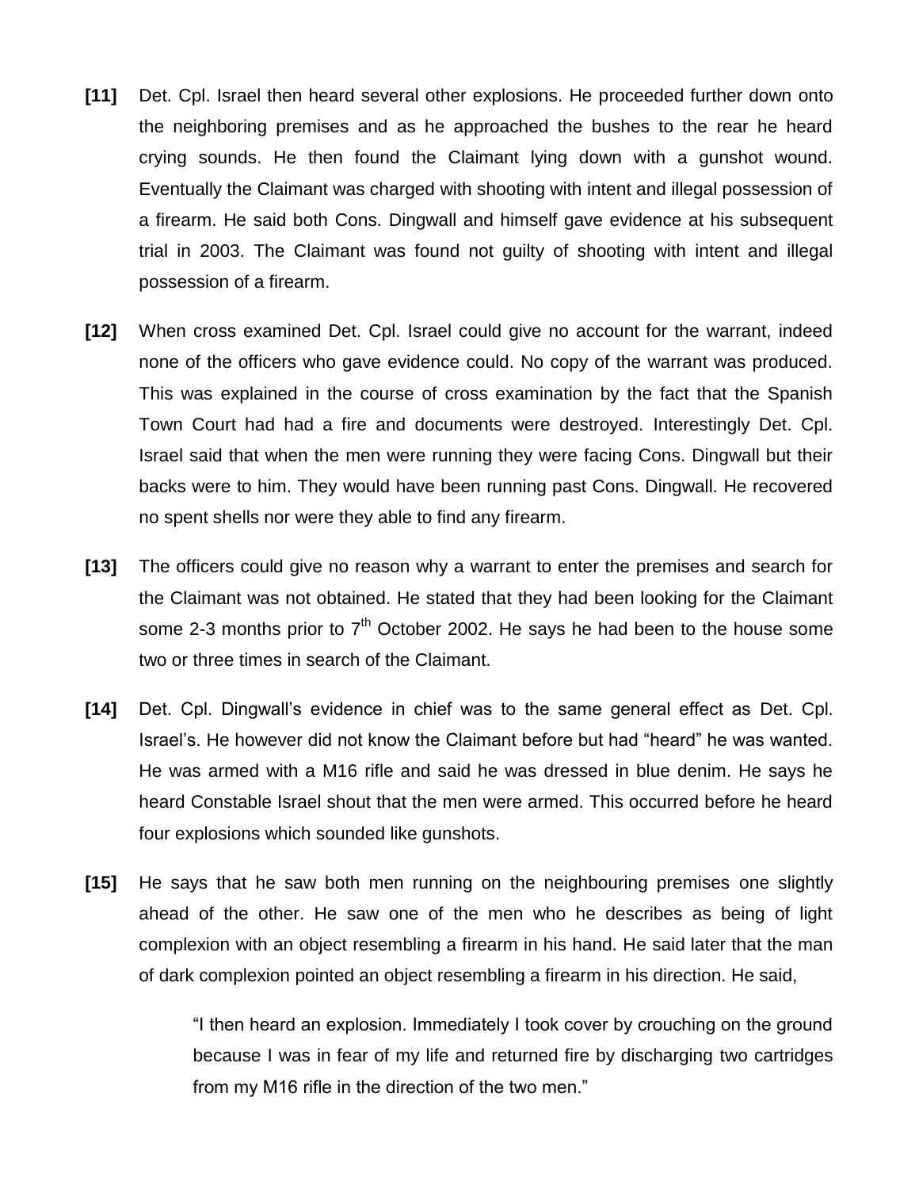**[11]** Det. Cpl. Israel then heard several other explosions. He proceeded further down onto the neighboring premises and as he approached the bushes to the rear he heard crying sounds. He then found the Claimant lying down with a gunshot wound. Eventually the Claimant was charged with shooting with intent and illegal possession of a firearm. He said both Cons. Dingwall and himself gave evidence at his subsequent trial in 2003. The Claimant was found not guilty of shooting with intent and illegal possession of a firearm.

**[12]** When cross examined Det. Cpl. Israel could give no account for the warrant, indeed none of the officers who gave evidence could. No copy of the warrant was produced. This was explained in the course of cross examination by the fact that the Spanish Town Court had had a fire and documents were destroyed. Interestingly Det. Cpl. Israel said that when the men were running they were facing Cons. Dingwall but their backs were to him. They would have been running past Cons. Dingwall. He recovered no spent shells nor were they able to find any firearm.

**[13]** The officers could give no reason why a warrant to enter the premises and search for the Claimant was not obtained. He stated that they had been looking for the Claimant some 2-3 months prior to 7th October 2002. He says he had been to the house some two or three times in search of the Claimant.

**[14]** Det. Cpl. Dingwall's evidence in chief was to the same general effect as Det. Cpl. Israel's. He however did not know the Claimant before but had "heard" he was wanted. He was armed with a M16 rifle and said he was dressed in blue denim. He says he heard Constable Israel shout that the men were armed. This occurred before he heard four explosions which sounded like gunshots.

**[15]** He says that he saw both men running on the neighbouring premises one slightly ahead of the other. He saw one of the men who he describes as being of light complexion with an object resembling a firearm in his hand. He said later that the man of dark complexion pointed an object resembling a firearm in his direction. He said,

> "I then heard an explosion. Immediately I took cover by crouching on the ground because I was in fear of my life and returned fire by discharging two cartridges from my M16 rifle in the direction of the two men."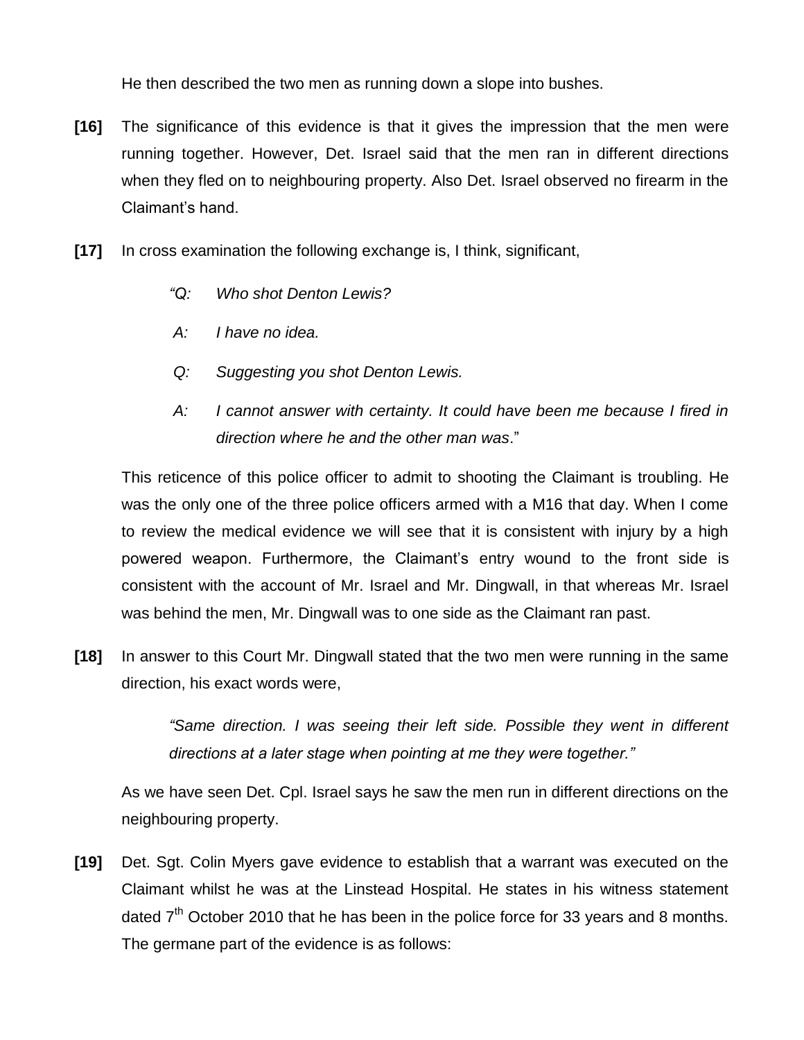He then described the two men as running down a slope into bushes.

**[16]** The significance of this evidence is that it gives the impression that the men were running together. However, Det. Israel said that the men ran in different directions when they fled on to neighbouring property. Also Det. Israel observed no firearm in the Claimant's hand.

**[17]** In cross examination the following exchange is, I think, significant,

> *"Q: Who shot Denton Lewis?*
>
> *A: I have no idea.*
>
> *Q: Suggesting you shot Denton Lewis.*
>
> *A: I cannot answer with certainty. It could have been me because I fired in direction where he and the other man was*."

This reticence of this police officer to admit to shooting the Claimant is troubling. He was the only one of the three police officers armed with a M16 that day. When I come to review the medical evidence we will see that it is consistent with injury by a high powered weapon. Furthermore, the Claimant's entry wound to the front side is consistent with the account of Mr. Israel and Mr. Dingwall, in that whereas Mr. Israel was behind the men, Mr. Dingwall was to one side as the Claimant ran past.

**[18]** In answer to this Court Mr. Dingwall stated that the two men were running in the same direction, his exact words were,

> *"Same direction. I was seeing their left side. Possible they went in different directions at a later stage when pointing at me they were together."*

As we have seen Det. Cpl. Israel says he saw the men run in different directions on the neighbouring property.

**[19]** Det. Sgt. Colin Myers gave evidence to establish that a warrant was executed on the Claimant whilst he was at the Linstead Hospital. He states in his witness statement dated 7th October 2010 that he has been in the police force for 33 years and 8 months. The germane part of the evidence is as follows: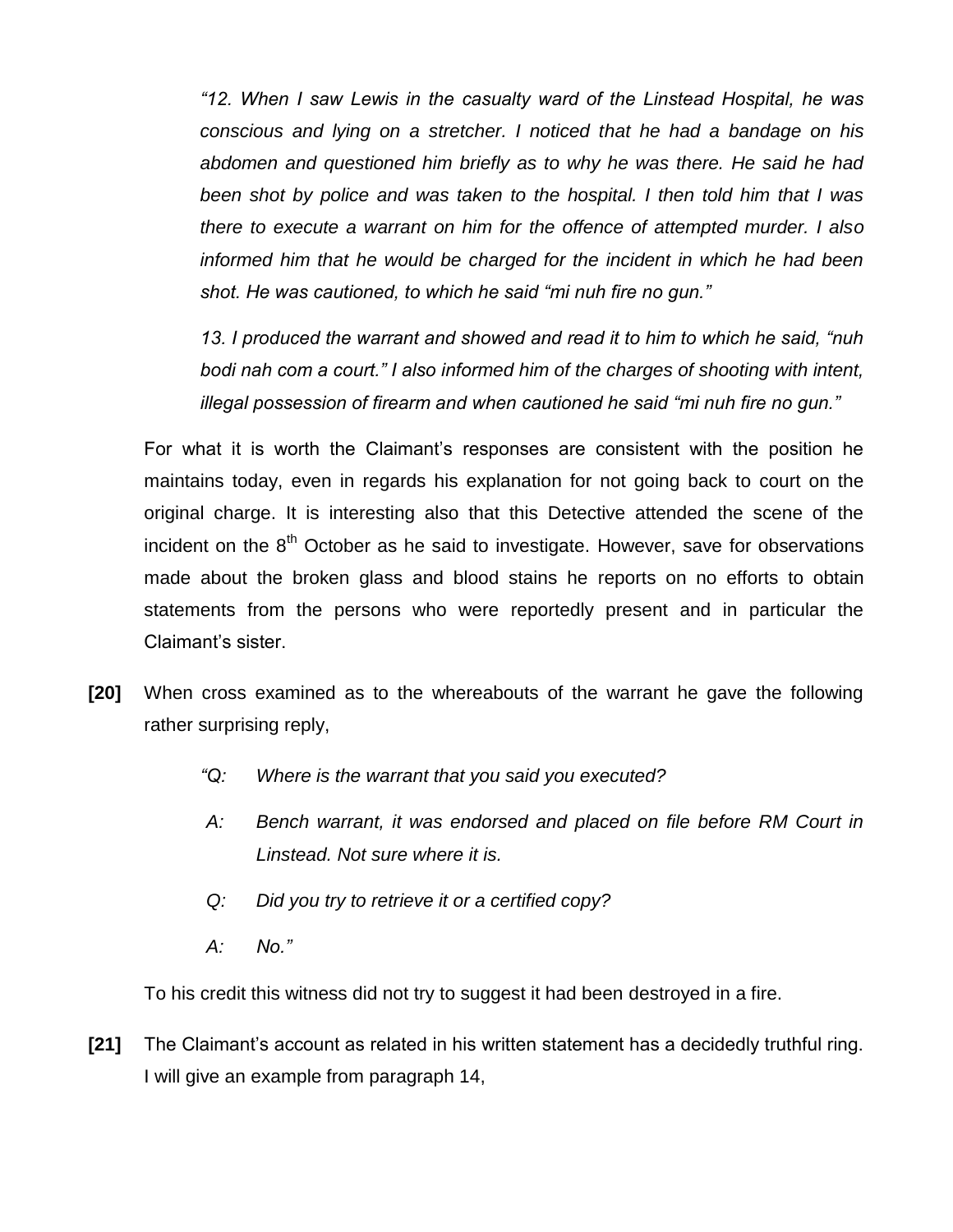*"12. When I saw Lewis in the casualty ward of the Linstead Hospital, he was conscious and lying on a stretcher. I noticed that he had a bandage on his abdomen and questioned him briefly as to why he was there. He said he had been shot by police and was taken to the hospital. I then told him that I was there to execute a warrant on him for the offence of attempted murder. I also informed him that he would be charged for the incident in which he had been shot. He was cautioned, to which he said "mi nuh fire no gun."*

*13. I produced the warrant and showed and read it to him to which he said, "nuh bodi nah com a court." I also informed him of the charges of shooting with intent, illegal possession of firearm and when cautioned he said "mi nuh fire no gun."*

For what it is worth the Claimant's responses are consistent with the position he maintains today, even in regards his explanation for not going back to court on the original charge. It is interesting also that this Detective attended the scene of the incident on the 8th October as he said to investigate. However, save for observations made about the broken glass and blood stains he reports on no efforts to obtain statements from the persons who were reportedly present and in particular the Claimant's sister.

**[20]** When cross examined as to the whereabouts of the warrant he gave the following rather surprising reply,

> *"Q: Where is the warrant that you said you executed?*
>
> *A: Bench warrant, it was endorsed and placed on file before RM Court in Linstead. Not sure where it is.*
>
> *Q: Did you try to retrieve it or a certified copy?*
>
> *A: No."*

To his credit this witness did not try to suggest it had been destroyed in a fire.

**[21]** The Claimant's account as related in his written statement has a decidedly truthful ring. I will give an example from paragraph 14,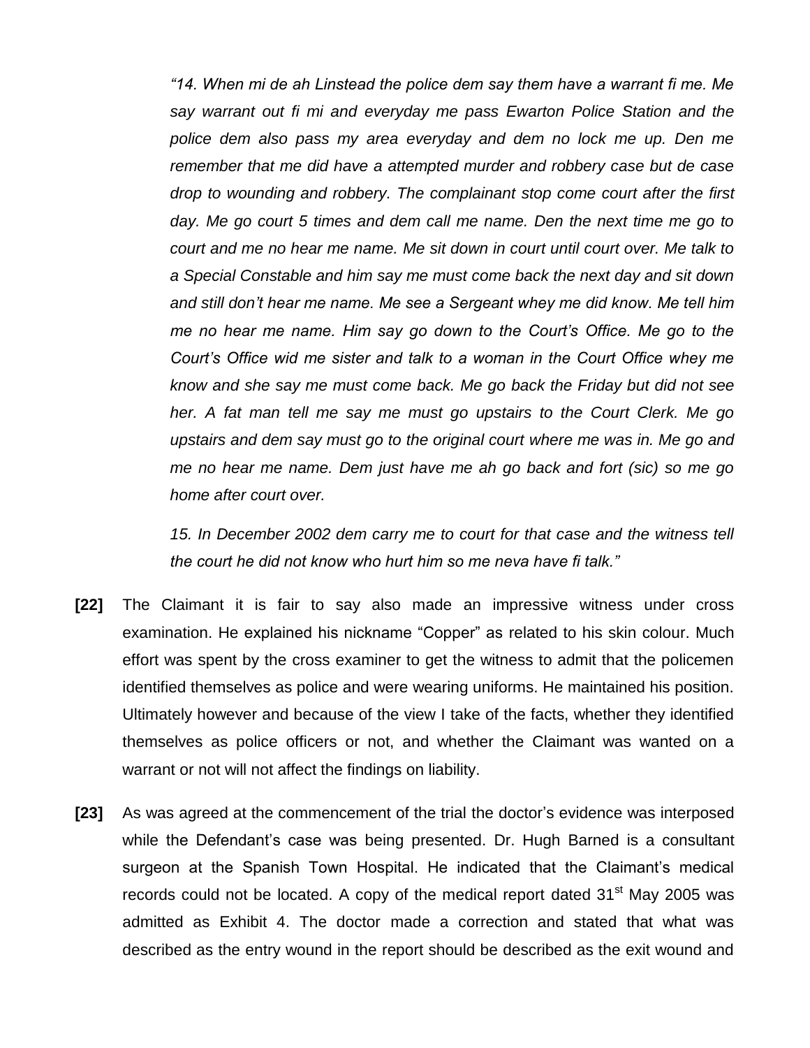*"14. When mi de ah Linstead the police dem say them have a warrant fi me. Me say warrant out fi mi and everyday me pass Ewarton Police Station and the police dem also pass my area everyday and dem no lock me up. Den me remember that me did have a attempted murder and robbery case but de case drop to wounding and robbery. The complainant stop come court after the first day. Me go court 5 times and dem call me name. Den the next time me go to court and me no hear me name. Me sit down in court until court over. Me talk to a Special Constable and him say me must come back the next day and sit down and still don't hear me name. Me see a Sergeant whey me did know. Me tell him me no hear me name. Him say go down to the Court's Office. Me go to the Court's Office wid me sister and talk to a woman in the Court Office whey me know and she say me must come back. Me go back the Friday but did not see her. A fat man tell me say me must go upstairs to the Court Clerk. Me go upstairs and dem say must go to the original court where me was in. Me go and me no hear me name. Dem just have me ah go back and fort (sic) so me go home after court over.*

*15. In December 2002 dem carry me to court for that case and the witness tell the court he did not know who hurt him so me neva have fi talk."*

**[22]** The Claimant it is fair to say also made an impressive witness under cross examination. He explained his nickname "Copper" as related to his skin colour. Much effort was spent by the cross examiner to get the witness to admit that the policemen identified themselves as police and were wearing uniforms. He maintained his position. Ultimately however and because of the view I take of the facts, whether they identified themselves as police officers or not, and whether the Claimant was wanted on a warrant or not will not affect the findings on liability.

**[23]** As was agreed at the commencement of the trial the doctor's evidence was interposed while the Defendant's case was being presented. Dr. Hugh Barned is a consultant surgeon at the Spanish Town Hospital. He indicated that the Claimant's medical records could not be located. A copy of the medical report dated 31st May 2005 was admitted as Exhibit 4. The doctor made a correction and stated that what was described as the entry wound in the report should be described as the exit wound and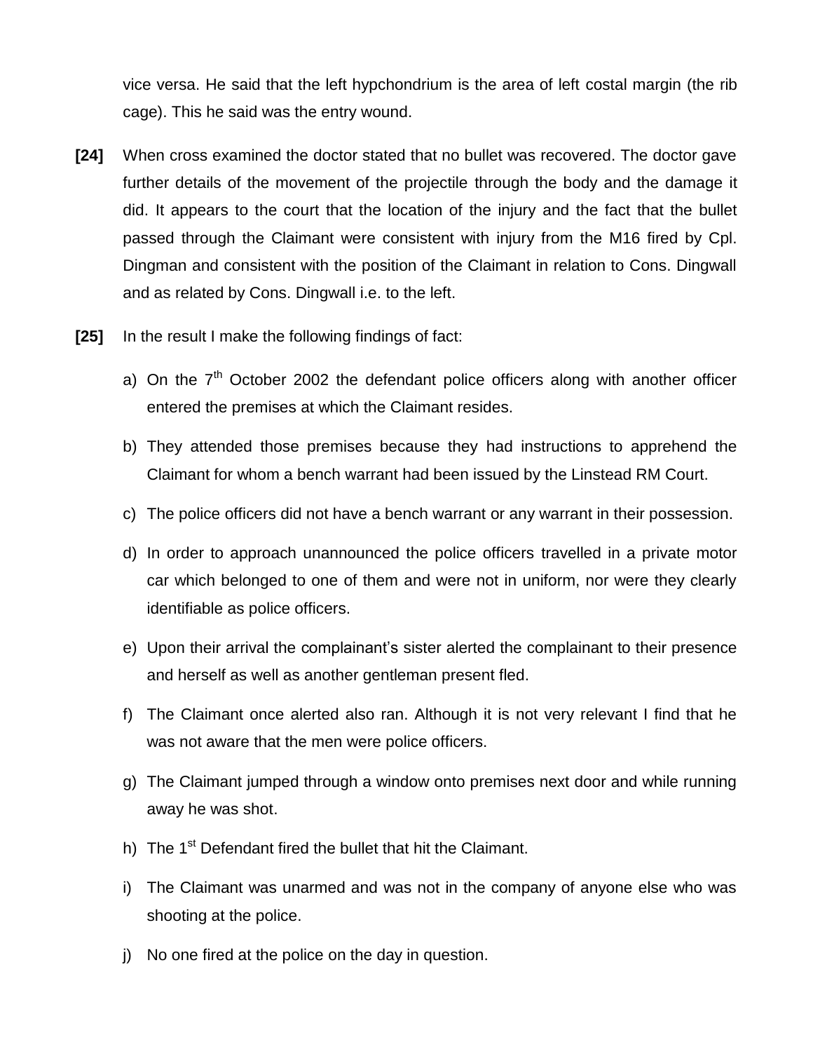vice versa. He said that the left hypchondrium is the area of left costal margin (the rib cage). This he said was the entry wound.

**[24]** When cross examined the doctor stated that no bullet was recovered. The doctor gave further details of the movement of the projectile through the body and the damage it did. It appears to the court that the location of the injury and the fact that the bullet passed through the Claimant were consistent with injury from the M16 fired by Cpl. Dingman and consistent with the position of the Claimant in relation to Cons. Dingwall and as related by Cons. Dingwall i.e. to the left.

**[25]** In the result I make the following findings of fact:

a) On the 7th October 2002 the defendant police officers along with another officer entered the premises at which the Claimant resides.

b) They attended those premises because they had instructions to apprehend the Claimant for whom a bench warrant had been issued by the Linstead RM Court.

c) The police officers did not have a bench warrant or any warrant in their possession.

d) In order to approach unannounced the police officers travelled in a private motor car which belonged to one of them and were not in uniform, nor were they clearly identifiable as police officers.

e) Upon their arrival the complainant's sister alerted the complainant to their presence and herself as well as another gentleman present fled.

f) The Claimant once alerted also ran. Although it is not very relevant I find that he was not aware that the men were police officers.

g) The Claimant jumped through a window onto premises next door and while running away he was shot.

h) The 1st Defendant fired the bullet that hit the Claimant.

i) The Claimant was unarmed and was not in the company of anyone else who was shooting at the police.

j) No one fired at the police on the day in question.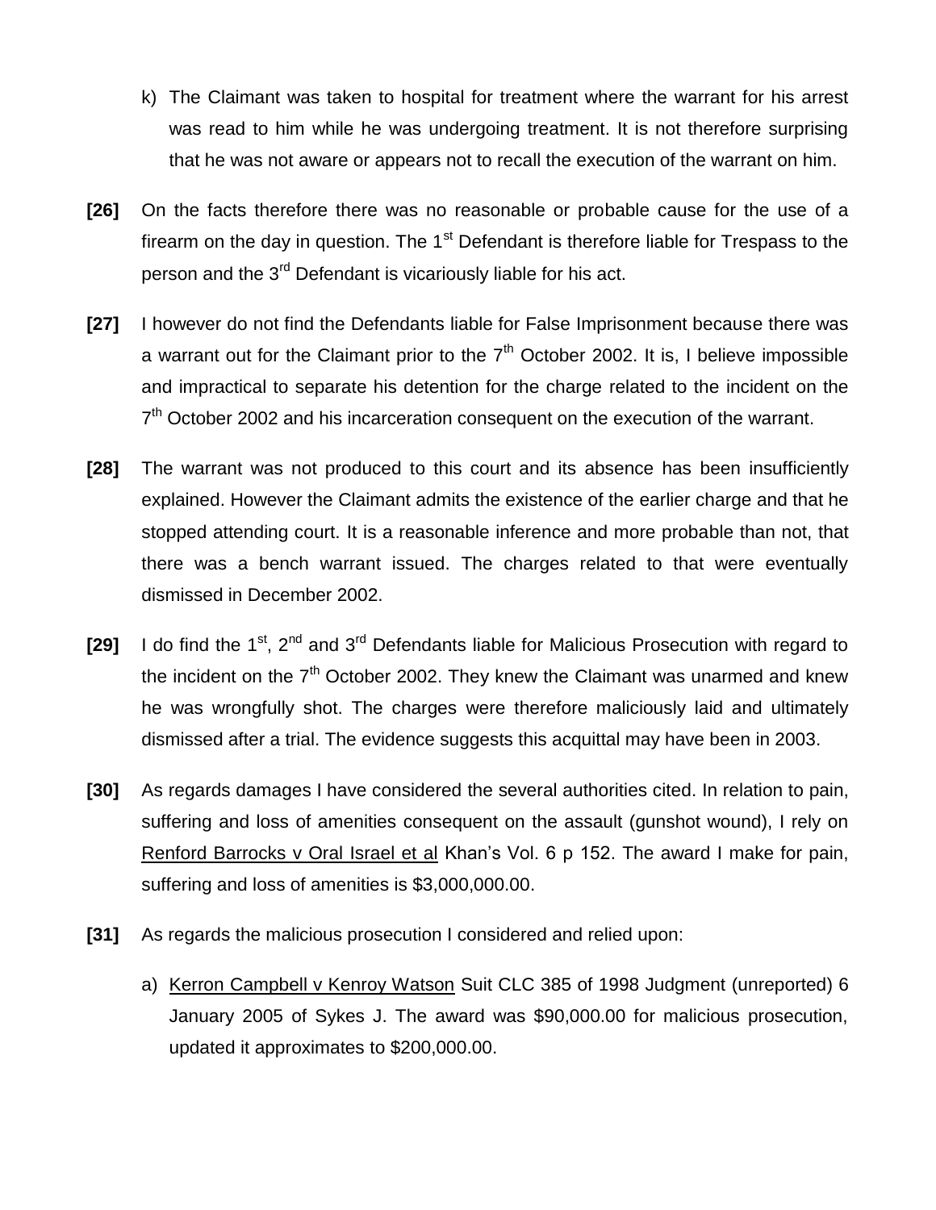k) The Claimant was taken to hospital for treatment where the warrant for his arrest was read to him while he was undergoing treatment. It is not therefore surprising that he was not aware or appears not to recall the execution of the warrant on him.

**[26]** On the facts therefore there was no reasonable or probable cause for the use of a firearm on the day in question. The 1st Defendant is therefore liable for Trespass to the person and the 3rd Defendant is vicariously liable for his act.

**[27]** I however do not find the Defendants liable for False Imprisonment because there was a warrant out for the Claimant prior to the 7th October 2002. It is, I believe impossible and impractical to separate his detention for the charge related to the incident on the 7th October 2002 and his incarceration consequent on the execution of the warrant.

**[28]** The warrant was not produced to this court and its absence has been insufficiently explained. However the Claimant admits the existence of the earlier charge and that he stopped attending court. It is a reasonable inference and more probable than not, that there was a bench warrant issued. The charges related to that were eventually dismissed in December 2002.

**[29]** I do find the 1st, 2nd and 3rd Defendants liable for Malicious Prosecution with regard to the incident on the 7th October 2002. They knew the Claimant was unarmed and knew he was wrongfully shot. The charges were therefore maliciously laid and ultimately dismissed after a trial. The evidence suggests this acquittal may have been in 2003.

**[30]** As regards damages I have considered the several authorities cited. In relation to pain, suffering and loss of amenities consequent on the assault (gunshot wound), I rely on Renford Barrocks v Oral Israel et al Khan's Vol. 6 p 152. The award I make for pain, suffering and loss of amenities is $3,000,000.00.

**[31]** As regards the malicious prosecution I considered and relied upon:

a) Kerron Campbell v Kenroy Watson Suit CLC 385 of 1998 Judgment (unreported) 6 January 2005 of Sykes J. The award was $90,000.00 for malicious prosecution, updated it approximates to $200,000.00.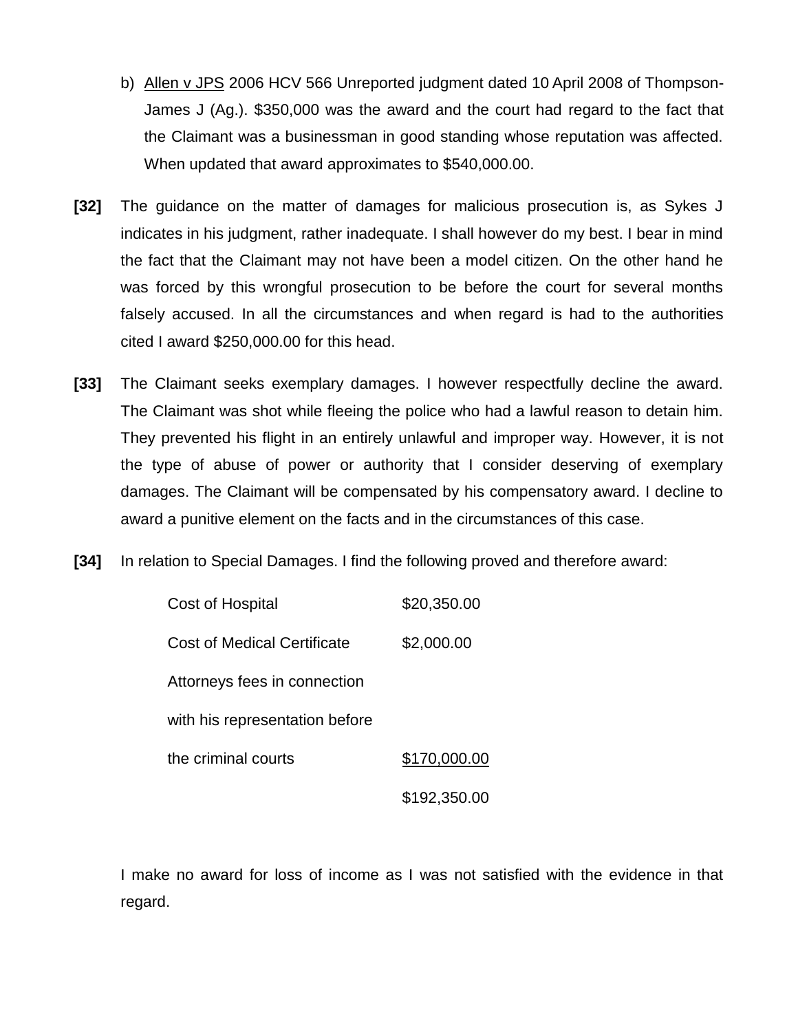b) <u>Allen v JPS</u> 2006 HCV 566 Unreported judgment dated 10 April 2008 of Thompson-James J (Ag.). $350,000 was the award and the court had regard to the fact that the Claimant was a businessman in good standing whose reputation was affected. When updated that award approximates to $540,000.00.

**[32]** The guidance on the matter of damages for malicious prosecution is, as Sykes J indicates in his judgment, rather inadequate. I shall however do my best. I bear in mind the fact that the Claimant may not have been a model citizen. On the other hand he was forced by this wrongful prosecution to be before the court for several months falsely accused. In all the circumstances and when regard is had to the authorities cited I award $250,000.00 for this head.

**[33]** The Claimant seeks exemplary damages. I however respectfully decline the award. The Claimant was shot while fleeing the police who had a lawful reason to detain him. They prevented his flight in an entirely unlawful and improper way. However, it is not the type of abuse of power or authority that I consider deserving of exemplary damages. The Claimant will be compensated by his compensatory award. I decline to award a punitive element on the facts and in the circumstances of this case.

**[34]** In relation to Special Damages. I find the following proved and therefore award:

| | |
|---|---|
| Cost of Hospital | $20,350.00 |
| Cost of Medical Certificate | $2,000.00 |
| Attorneys fees in connection with his representation before the criminal courts | <u>$170,000.00</u> |
| | $192,350.00 |

I make no award for loss of income as I was not satisfied with the evidence in that regard.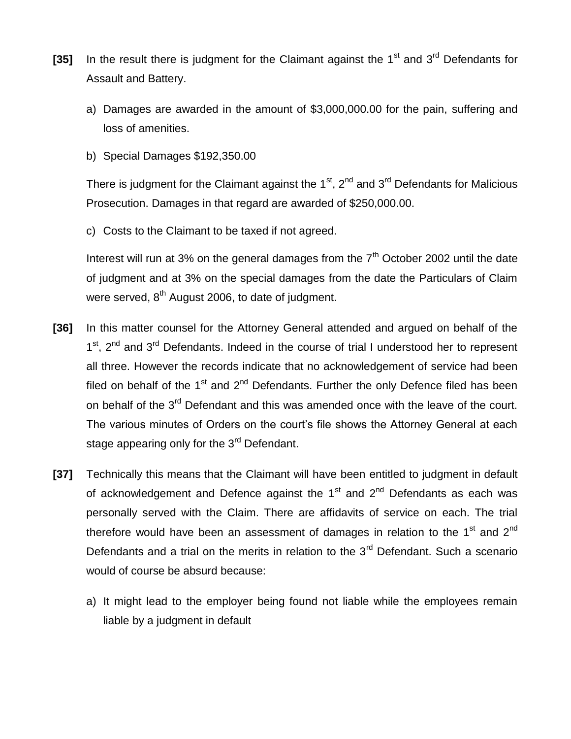**[35]** In the result there is judgment for the Claimant against the 1st and 3rd Defendants for Assault and Battery.

a) Damages are awarded in the amount of $3,000,000.00 for the pain, suffering and loss of amenities.

b) Special Damages $192,350.00

There is judgment for the Claimant against the 1st, 2nd and 3rd Defendants for Malicious Prosecution. Damages in that regard are awarded of $250,000.00.

c) Costs to the Claimant to be taxed if not agreed.

Interest will run at 3% on the general damages from the 7th October 2002 until the date of judgment and at 3% on the special damages from the date the Particulars of Claim were served, 8th August 2006, to date of judgment.

**[36]** In this matter counsel for the Attorney General attended and argued on behalf of the 1st, 2nd and 3rd Defendants. Indeed in the course of trial I understood her to represent all three. However the records indicate that no acknowledgement of service had been filed on behalf of the 1st and 2nd Defendants. Further the only Defence filed has been on behalf of the 3rd Defendant and this was amended once with the leave of the court. The various minutes of Orders on the court's file shows the Attorney General at each stage appearing only for the 3rd Defendant.

**[37]** Technically this means that the Claimant will have been entitled to judgment in default of acknowledgement and Defence against the 1st and 2nd Defendants as each was personally served with the Claim. There are affidavits of service on each. The trial therefore would have been an assessment of damages in relation to the 1st and 2nd Defendants and a trial on the merits in relation to the 3rd Defendant. Such a scenario would of course be absurd because:

a) It might lead to the employer being found not liable while the employees remain liable by a judgment in default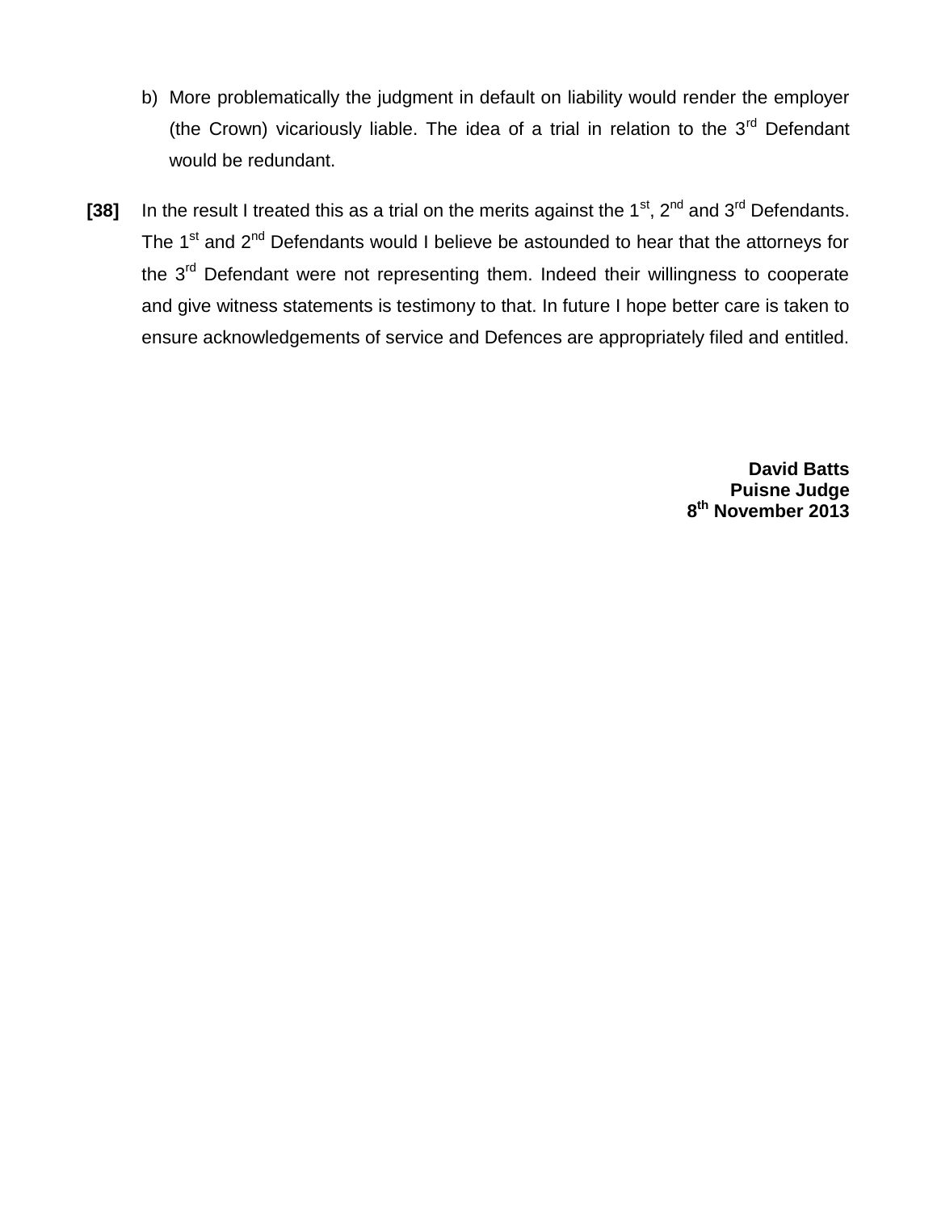b) More problematically the judgment in default on liability would render the employer (the Crown) vicariously liable. The idea of a trial in relation to the 3rd Defendant would be redundant.

**[38]** In the result I treated this as a trial on the merits against the 1st, 2nd and 3rd Defendants. The 1st and 2nd Defendants would I believe be astounded to hear that the attorneys for the 3rd Defendant were not representing them. Indeed their willingness to cooperate and give witness statements is testimony to that. In future I hope better care is taken to ensure acknowledgements of service and Defences are appropriately filed and entitled.

**David Batts**
**Puisne Judge**
**8th November 2013**